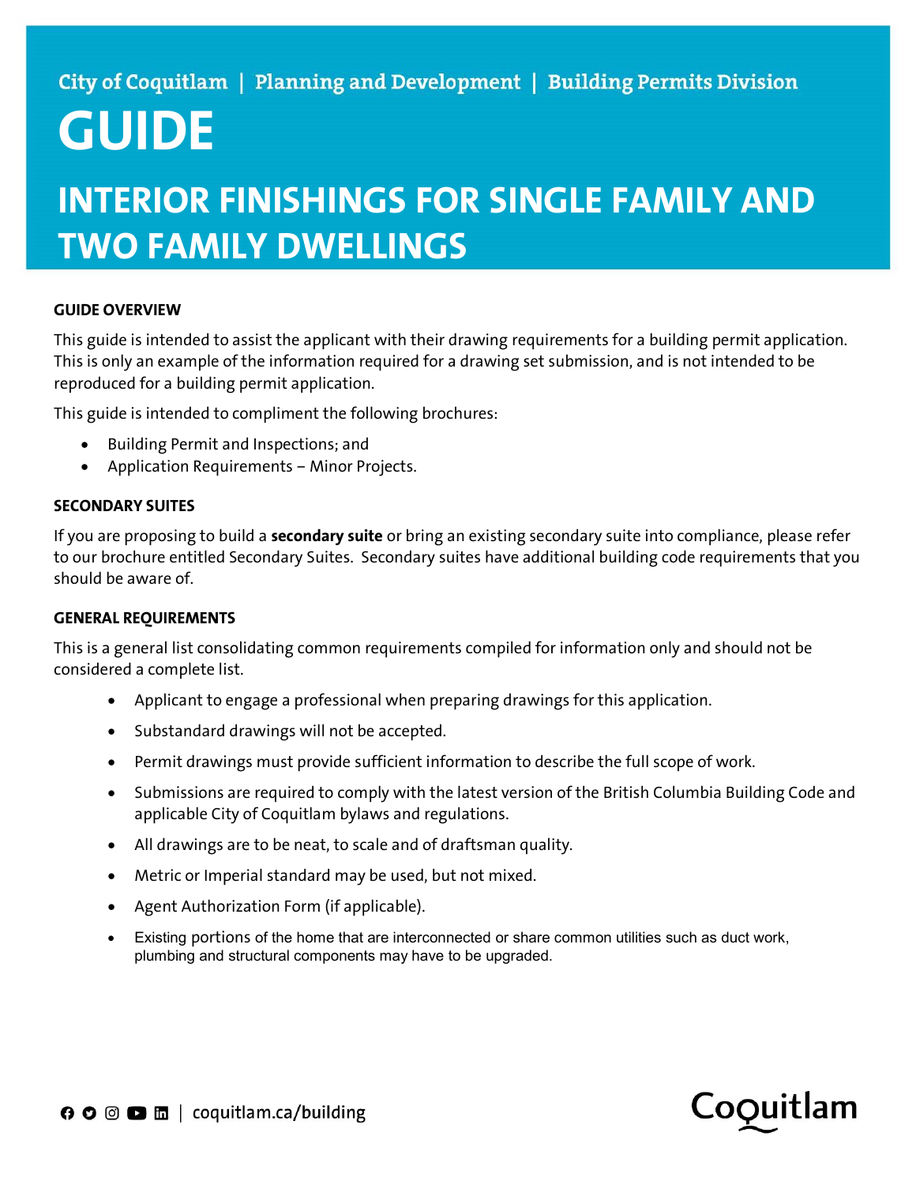City of Coquitlam | Planning and Development | Building Permits Division

# GUIDE

# INTERIOR FINISHINGS FOR SINGLE FAMILY AND TWO FAMILY DWELLINGS

## GUIDE OVERVIEW

This guide is intended to assist the applicant with their drawing requirements for a building permit application. This is only an example of the information required for a drawing set submission, and is not intended to be reproduced for a building permit application.

This guide is intended to compliment the following brochures:

- Building Permit and Inspections; and
- Application Requirements – Minor Projects.

## SECONDARY SUITES

If you are proposing to build a **secondary suite** or bring an existing secondary suite into compliance, please refer to our brochure entitled Secondary Suites. Secondary suites have additional building code requirements that you should be aware of.

## GENERAL REQUIREMENTS

This is a general list consolidating common requirements compiled for information only and should not be considered a complete list.

- Applicant to engage a professional when preparing drawings for this application.
- Substandard drawings will not be accepted.
- Permit drawings must provide sufficient information to describe the full scope of work.
- Submissions are required to comply with the latest version of the British Columbia Building Code and applicable City of Coquitlam bylaws and regulations.
- All drawings are to be neat, to scale and of draftsman quality.
- Metric or Imperial standard may be used, but not mixed.
- Agent Authorization Form (if applicable).
- Existing portions of the home that are interconnected or share common utilities such as duct work, plumbing and structural components may have to be upgraded.

coquitlam.ca/building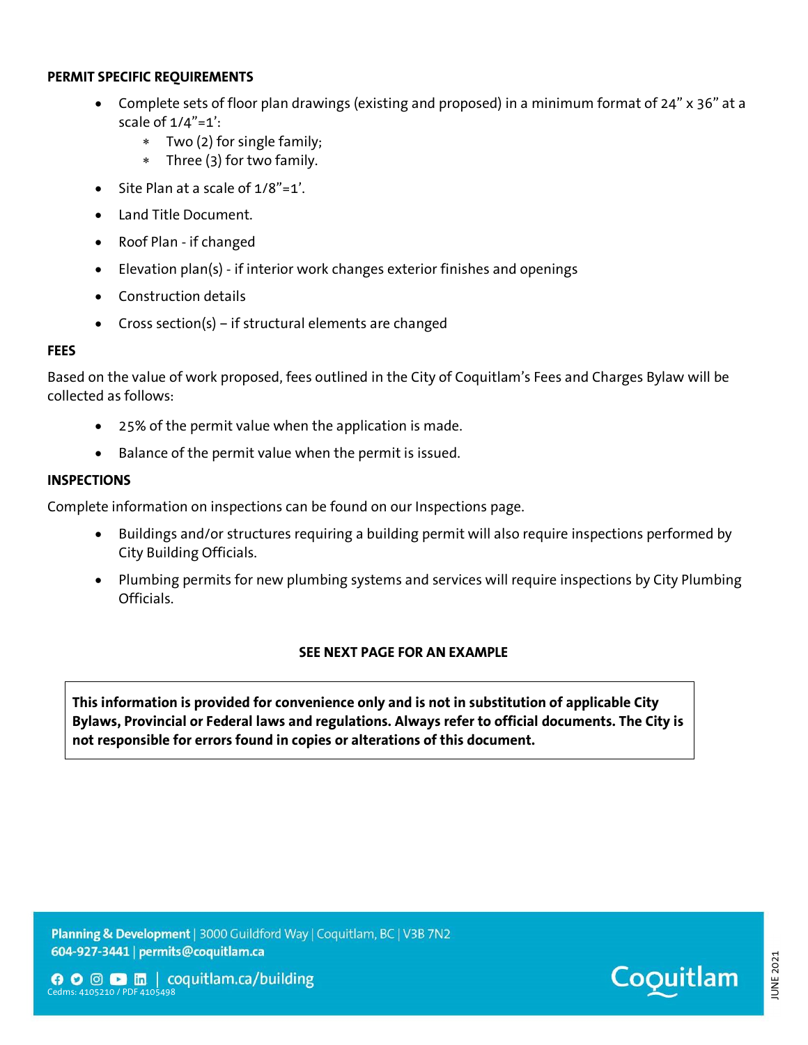**PERMIT SPECIFIC REQUIREMENTS**

- Complete sets of floor plan drawings (existing and proposed) in a minimum format of 24" x 36" at a scale of 1/4"=1':
  - Two (2) for single family;
  - Three (3) for two family.
- Site Plan at a scale of 1/8"=1'.
- Land Title Document.
- Roof Plan - if changed
- Elevation plan(s) - if interior work changes exterior finishes and openings
- Construction details
- Cross section(s) – if structural elements are changed

**FEES**

Based on the value of work proposed, fees outlined in the City of Coquitlam's Fees and Charges Bylaw will be collected as follows:

- 25% of the permit value when the application is made.
- Balance of the permit value when the permit is issued.

**INSPECTIONS**

Complete information on inspections can be found on our Inspections page.

- Buildings and/or structures requiring a building permit will also require inspections performed by City Building Officials.
- Plumbing permits for new plumbing systems and services will require inspections by City Plumbing Officials.

**SEE NEXT PAGE FOR AN EXAMPLE**

**This information is provided for convenience only and is not in substitution of applicable City Bylaws, Provincial or Federal laws and regulations. Always refer to official documents. The City is not responsible for errors found in copies or alterations of this document.**

**Planning & Development** | 3000 Guildford Way | Coquitlam, BC | V3B 7N2
**604-927-3441** | **permits@coquitlam.ca**
coquitlam.ca/building
Cedms: 4105210 / PDF 4105498

JUNE 2021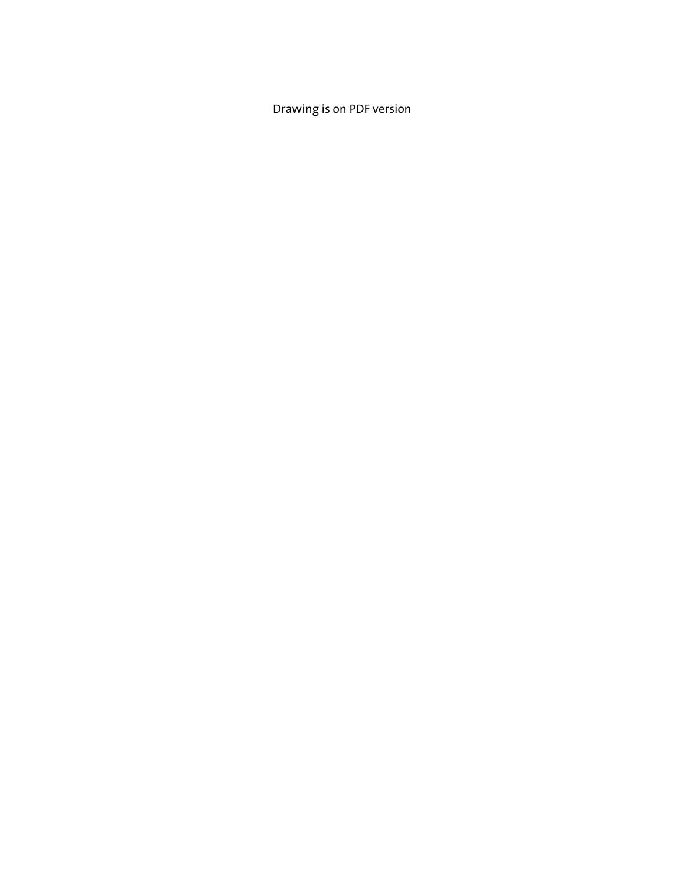Drawing is on PDF version